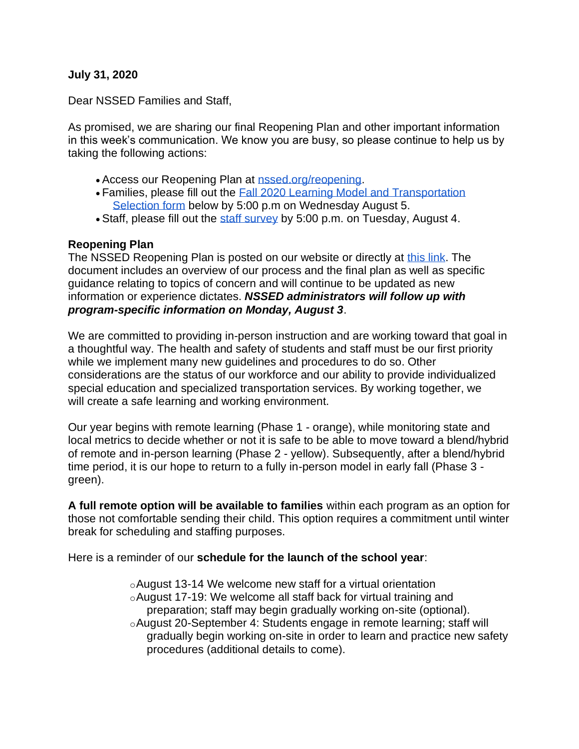**July 31, 2020**

Dear NSSED Families and Staff,

As promised, we are sharing our final Reopening Plan and other important information in this week's communication. We know you are busy, so please continue to help us by taking the following actions:

- Access our Reopening Plan at nssed.org/reopening.
- Families, please fill out the Fall 2020 Learning Model and Transportation Selection form below by 5:00 p.m on Wednesday August 5.
- Staff, please fill out the staff survey by 5:00 p.m. on Tuesday, August 4.

**Reopening Plan**

The NSSED Reopening Plan is posted on our website or directly at this link. The document includes an overview of our process and the final plan as well as specific guidance relating to topics of concern and will continue to be updated as new information or experience dictates. ***NSSED administrators will follow up with program-specific information on Monday, August 3***.

We are committed to providing in-person instruction and are working toward that goal in a thoughtful way. The health and safety of students and staff must be our first priority while we implement many new guidelines and procedures to do so. Other considerations are the status of our workforce and our ability to provide individualized special education and specialized transportation services. By working together, we will create a safe learning and working environment.

Our year begins with remote learning (Phase 1 - orange), while monitoring state and local metrics to decide whether or not it is safe to be able to move toward a blend/hybrid of remote and in-person learning (Phase 2 - yellow). Subsequently, after a blend/hybrid time period, it is our hope to return to a fully in-person model in early fall (Phase 3 - green).

**A full remote option will be available to families** within each program as an option for those not comfortable sending their child. This option requires a commitment until winter break for scheduling and staffing purposes.

Here is a reminder of our **schedule for the launch of the school year**:

- August 13-14 We welcome new staff for a virtual orientation
- August 17-19: We welcome all staff back for virtual training and preparation; staff may begin gradually working on-site (optional).
- August 20-September 4: Students engage in remote learning; staff will gradually begin working on-site in order to learn and practice new safety procedures (additional details to come).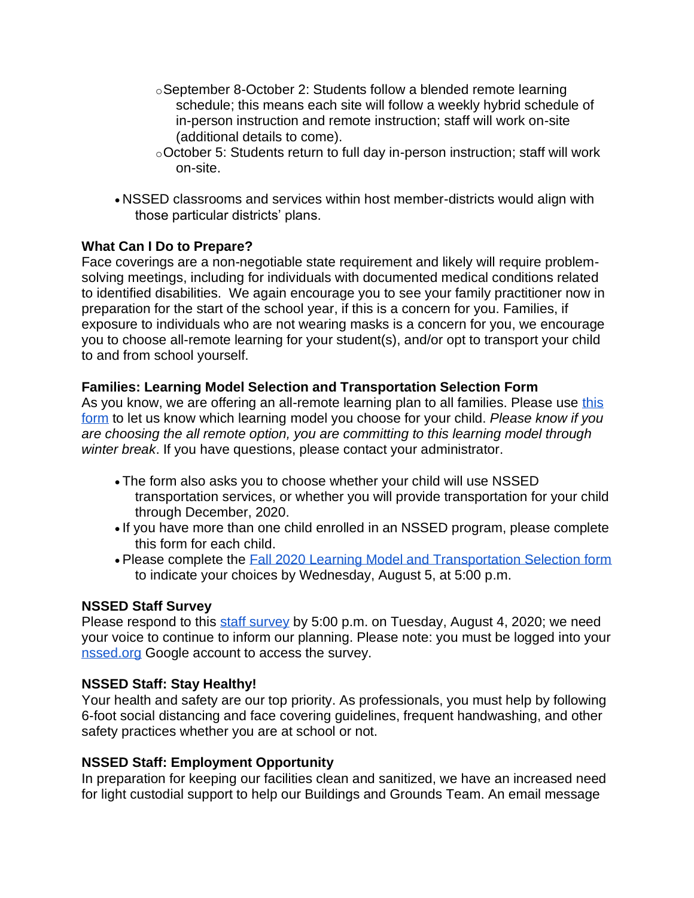- September 8-October 2: Students follow a blended remote learning schedule; this means each site will follow a weekly hybrid schedule of in-person instruction and remote instruction; staff will work on-site (additional details to come).
    - October 5: Students return to full day in-person instruction; staff will work on-site.

- NSSED classrooms and services within host member-districts would align with those particular districts' plans.

**What Can I Do to Prepare?**

Face coverings are a non-negotiable state requirement and likely will require problem-solving meetings, including for individuals with documented medical conditions related to identified disabilities. We again encourage you to see your family practitioner now in preparation for the start of the school year, if this is a concern for you. Families, if exposure to individuals who are not wearing masks is a concern for you, we encourage you to choose all-remote learning for your student(s), and/or opt to transport your child to and from school yourself.

**Families: Learning Model Selection and Transportation Selection Form**

As you know, we are offering an all-remote learning plan to all families. Please use this form to let us know which learning model you choose for your child. *Please know if you are choosing the all remote option, you are committing to this learning model through winter break*. If you have questions, please contact your administrator.

- The form also asks you to choose whether your child will use NSSED transportation services, or whether you will provide transportation for your child through December, 2020.
- If you have more than one child enrolled in an NSSED program, please complete this form for each child.
- Please complete the Fall 2020 Learning Model and Transportation Selection form to indicate your choices by Wednesday, August 5, at 5:00 p.m.

**NSSED Staff Survey**

Please respond to this staff survey by 5:00 p.m. on Tuesday, August 4, 2020; we need your voice to continue to inform our planning. Please note: you must be logged into your nssed.org Google account to access the survey.

**NSSED Staff: Stay Healthy!**

Your health and safety are our top priority. As professionals, you must help by following 6-foot social distancing and face covering guidelines, frequent handwashing, and other safety practices whether you are at school or not.

**NSSED Staff: Employment Opportunity**

In preparation for keeping our facilities clean and sanitized, we have an increased need for light custodial support to help our Buildings and Grounds Team. An email message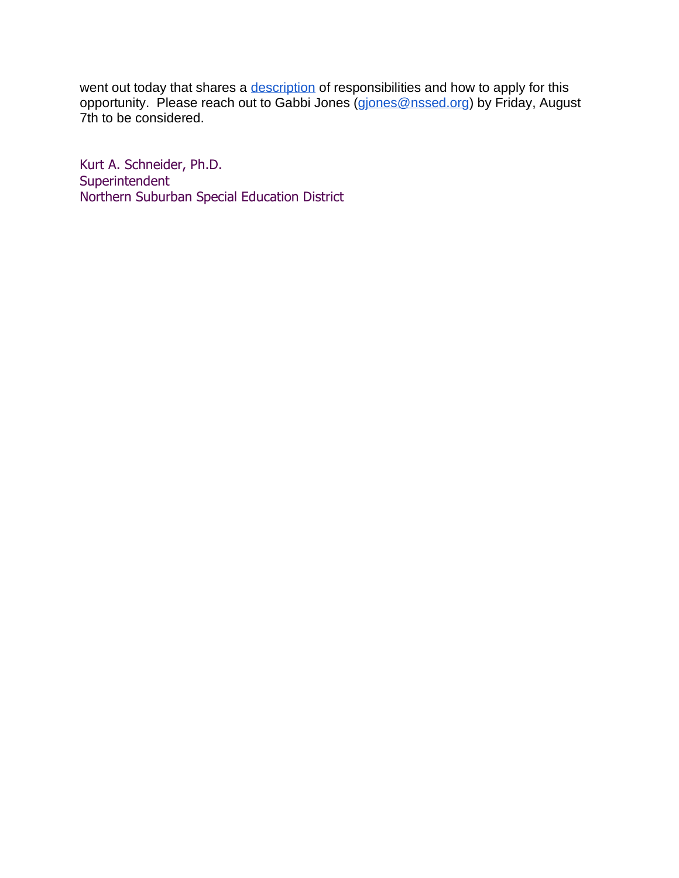went out today that shares a description of responsibilities and how to apply for this opportunity. Please reach out to Gabbi Jones (gjones@nssed.org) by Friday, August 7th to be considered.

Kurt A. Schneider, Ph.D.
Superintendent
Northern Suburban Special Education District